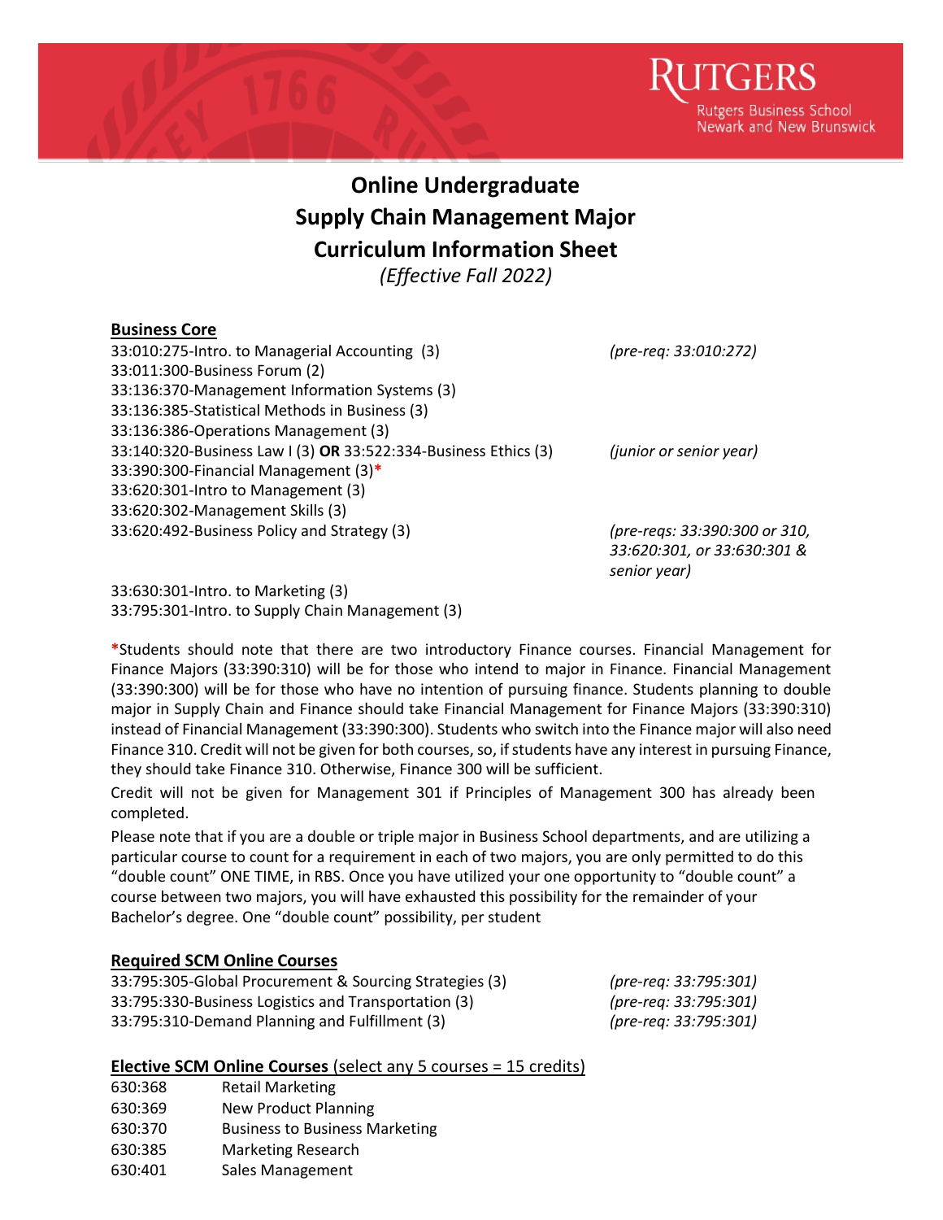# Online Undergraduate
# Supply Chain Management Major
# Curriculum Information Sheet

*(Effective Fall 2022)*

**Business Core**

| Course | Notes |
|---|---|
| 33:010:275-Intro. to Managerial Accounting (3) | *(pre-req: 33:010:272)* |
| 33:011:300-Business Forum (2) | |
| 33:136:370-Management Information Systems (3) | |
| 33:136:385-Statistical Methods in Business (3) | |
| 33:136:386-Operations Management (3) | |
| 33:140:320-Business Law I (3) **OR** 33:522:334-Business Ethics (3) | *(junior or senior year)* |
| 33:390:300-Financial Management (3)* | |
| 33:620:301-Intro to Management (3) | |
| 33:620:302-Management Skills (3) | |
| 33:620:492-Business Policy and Strategy (3) | *(pre-reqs: 33:390:300 or 310, 33:620:301, or 33:630:301 & senior year)* |
| 33:630:301-Intro. to Marketing (3) | |
| 33:795:301-Intro. to Supply Chain Management (3) | |

*Students should note that there are two introductory Finance courses. Financial Management for Finance Majors (33:390:310) will be for those who intend to major in Finance. Financial Management (33:390:300) will be for those who have no intention of pursuing finance. Students planning to double major in Supply Chain and Finance should take Financial Management for Finance Majors (33:390:310) instead of Financial Management (33:390:300). Students who switch into the Finance major will also need Finance 310. Credit will not be given for both courses, so, if students have any interest in pursuing Finance, they should take Finance 310. Otherwise, Finance 300 will be sufficient.

Credit will not be given for Management 301 if Principles of Management 300 has already been completed.

Please note that if you are a double or triple major in Business School departments, and are utilizing a particular course to count for a requirement in each of two majors, you are only permitted to do this "double count" ONE TIME, in RBS. Once you have utilized your one opportunity to "double count" a course between two majors, you will have exhausted this possibility for the remainder of your Bachelor's degree. One "double count" possibility, per student

**Required SCM Online Courses**

| Course | Notes |
|---|---|
| 33:795:305-Global Procurement & Sourcing Strategies (3) | *(pre-req: 33:795:301)* |
| 33:795:330-Business Logistics and Transportation (3) | *(pre-req: 33:795:301)* |
| 33:795:310-Demand Planning and Fulfillment (3) | *(pre-req: 33:795:301)* |

**Elective SCM Online Courses** (select any 5 courses = 15 credits)

| Code | Course |
|---|---|
| 630:368 | Retail Marketing |
| 630:369 | New Product Planning |
| 630:370 | Business to Business Marketing |
| 630:385 | Marketing Research |
| 630:401 | Sales Management |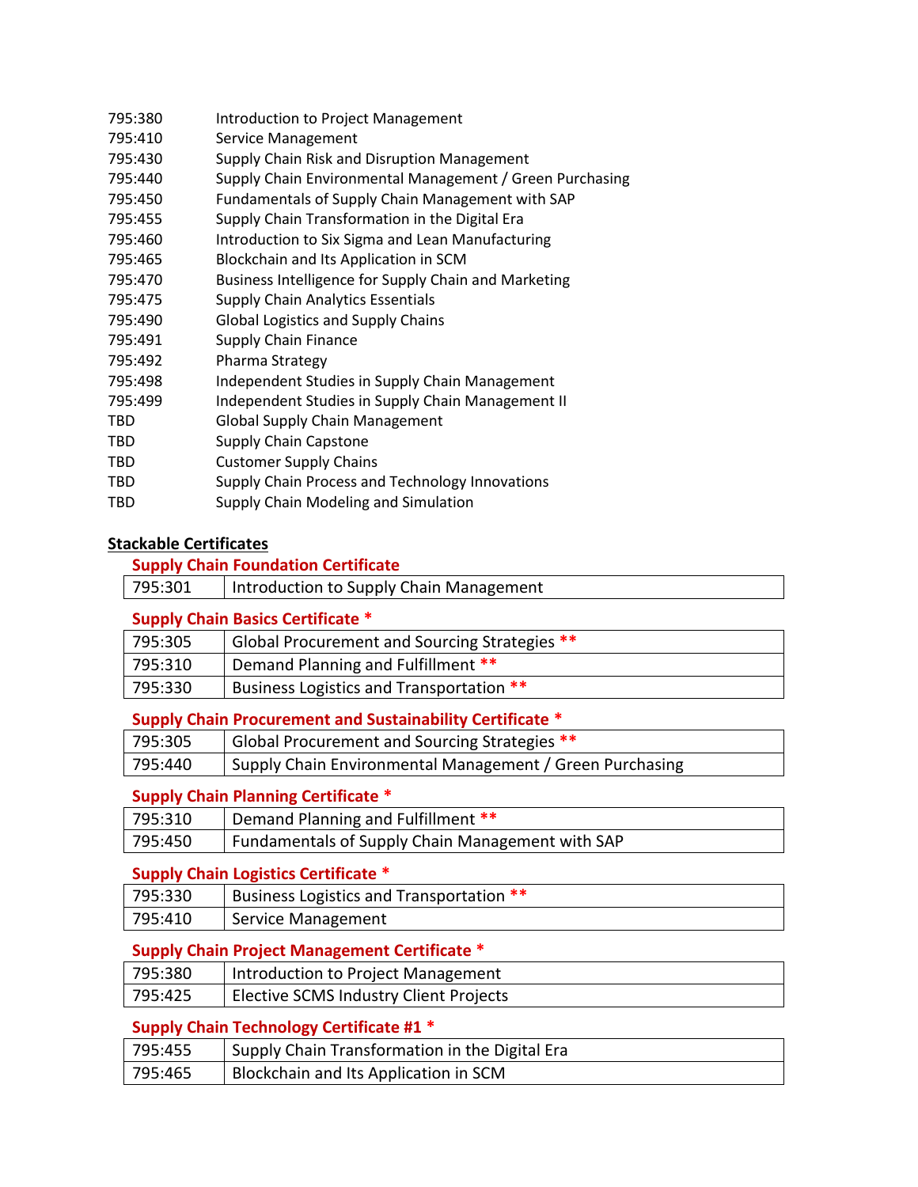| | |
|---|---|
| 795:380 | Introduction to Project Management |
| 795:410 | Service Management |
| 795:430 | Supply Chain Risk and Disruption Management |
| 795:440 | Supply Chain Environmental Management / Green Purchasing |
| 795:450 | Fundamentals of Supply Chain Management with SAP |
| 795:455 | Supply Chain Transformation in the Digital Era |
| 795:460 | Introduction to Six Sigma and Lean Manufacturing |
| 795:465 | Blockchain and Its Application in SCM |
| 795:470 | Business Intelligence for Supply Chain and Marketing |
| 795:475 | Supply Chain Analytics Essentials |
| 795:490 | Global Logistics and Supply Chains |
| 795:491 | Supply Chain Finance |
| 795:492 | Pharma Strategy |
| 795:498 | Independent Studies in Supply Chain Management |
| 795:499 | Independent Studies in Supply Chain Management II |
| TBD | Global Supply Chain Management |
| TBD | Supply Chain Capstone |
| TBD | Customer Supply Chains |
| TBD | Supply Chain Process and Technology Innovations |
| TBD | Supply Chain Modeling and Simulation |

## Stackable Certificates

### Supply Chain Foundation Certificate

| | |
|---|---|
| 795:301 | Introduction to Supply Chain Management |

### Supply Chain Basics Certificate *

| | |
|---|---|
| 795:305 | Global Procurement and Sourcing Strategies ** |
| 795:310 | Demand Planning and Fulfillment ** |
| 795:330 | Business Logistics and Transportation ** |

### Supply Chain Procurement and Sustainability Certificate *

| | |
|---|---|
| 795:305 | Global Procurement and Sourcing Strategies ** |
| 795:440 | Supply Chain Environmental Management / Green Purchasing |

### Supply Chain Planning Certificate *

| | |
|---|---|
| 795:310 | Demand Planning and Fulfillment ** |
| 795:450 | Fundamentals of Supply Chain Management with SAP |

### Supply Chain Logistics Certificate *

| | |
|---|---|
| 795:330 | Business Logistics and Transportation ** |
| 795:410 | Service Management |

### Supply Chain Project Management Certificate *

| | |
|---|---|
| 795:380 | Introduction to Project Management |
| 795:425 | Elective SCMS Industry Client Projects |

### Supply Chain Technology Certificate #1 *

| | |
|---|---|
| 795:455 | Supply Chain Transformation in the Digital Era |
| 795:465 | Blockchain and Its Application in SCM |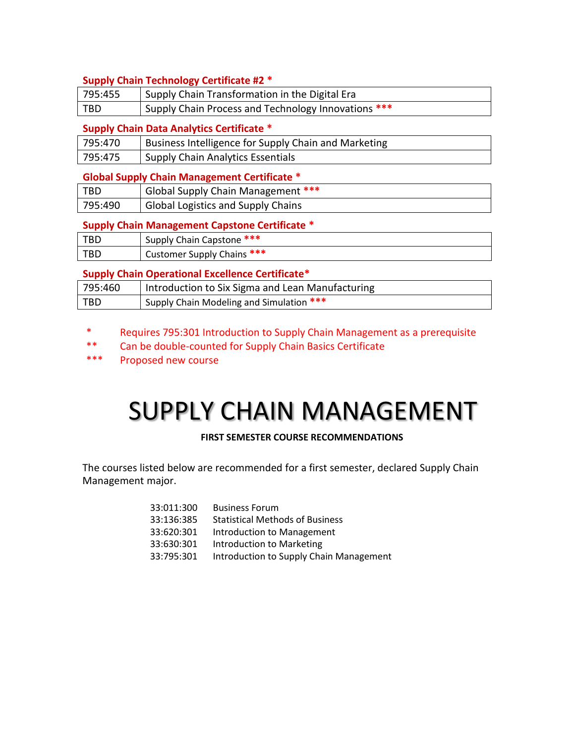**Supply Chain Technology Certificate #2 ***

| | |
|---|---|
| 795:455 | Supply Chain Transformation in the Digital Era |
| TBD | Supply Chain Process and Technology Innovations *** |

**Supply Chain Data Analytics Certificate ***

| | |
|---|---|
| 795:470 | Business Intelligence for Supply Chain and Marketing |
| 795:475 | Supply Chain Analytics Essentials |

**Global Supply Chain Management Certificate ***

| | |
|---|---|
| TBD | Global Supply Chain Management *** |
| 795:490 | Global Logistics and Supply Chains |

**Supply Chain Management Capstone Certificate ***

| | |
|---|---|
| TBD | Supply Chain Capstone *** |
| TBD | Customer Supply Chains *** |

**Supply Chain Operational Excellence Certificate***

| | |
|---|---|
| 795:460 | Introduction to Six Sigma and Lean Manufacturing |
| TBD | Supply Chain Modeling and Simulation *** |

\* Requires 795:301 Introduction to Supply Chain Management as a prerequisite

\*\* Can be double-counted for Supply Chain Basics Certificate

\*\*\* Proposed new course

# SUPPLY CHAIN MANAGEMENT

**FIRST SEMESTER COURSE RECOMMENDATIONS**

The courses listed below are recommended for a first semester, declared Supply Chain Management major.

| | |
|---|---|
| 33:011:300 | Business Forum |
| 33:136:385 | Statistical Methods of Business |
| 33:620:301 | Introduction to Management |
| 33:630:301 | Introduction to Marketing |
| 33:795:301 | Introduction to Supply Chain Management |